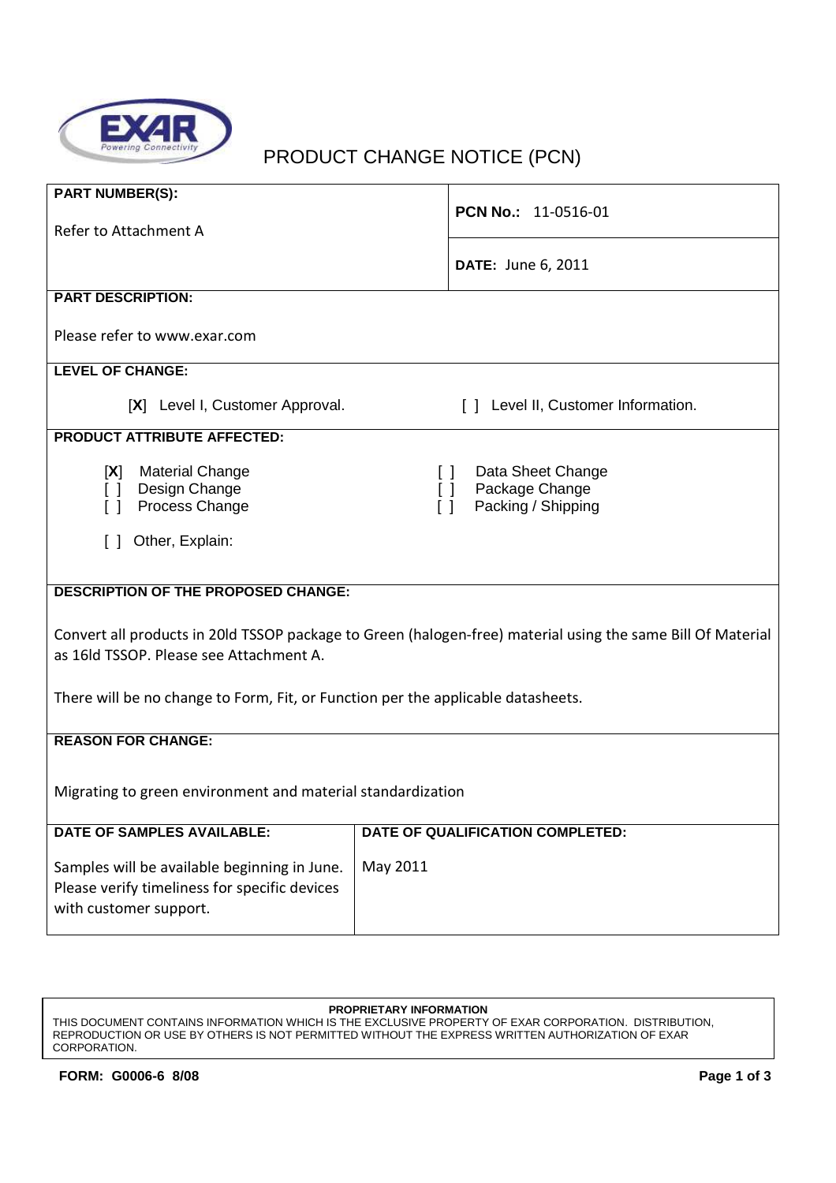# PRODUCT CHANGE NOTICE (PCN)

| **PART NUMBER(S):** Refer to Attachment A | **PCN No.:** 11-0516-01 |
|---|---|
| | **DATE:** June 6, 2011 |

**PART DESCRIPTION:**

Please refer to www.exar.com

**LEVEL OF CHANGE:**

[**X**] Level I, Customer Approval.     [ ] Level II, Customer Information.

**PRODUCT ATTRIBUTE AFFECTED:**

[**X**] Material Change
[ ] Design Change
[ ] Process Change
[ ] Data Sheet Change
[ ] Package Change
[ ] Packing / Shipping

[ ] Other, Explain:

**DESCRIPTION OF THE PROPOSED CHANGE:**

Convert all products in 20ld TSSOP package to Green (halogen-free) material using the same Bill Of Material as 16ld TSSOP. Please see Attachment A.

There will be no change to Form, Fit, or Function per the applicable datasheets.

**REASON FOR CHANGE:**

Migrating to green environment and material standardization

| **DATE OF SAMPLES AVAILABLE:** | **DATE OF QUALIFICATION COMPLETED:** |
|---|---|
| Samples will be available beginning in June. Please verify timeliness for specific devices with customer support. | May 2011 |

**PROPRIETARY INFORMATION**
THIS DOCUMENT CONTAINS INFORMATION WHICH IS THE EXCLUSIVE PROPERTY OF EXAR CORPORATION. DISTRIBUTION, REPRODUCTION OR USE BY OTHERS IS NOT PERMITTED WITHOUT THE EXPRESS WRITTEN AUTHORIZATION OF EXAR CORPORATION.

**FORM: G0006-6 8/08**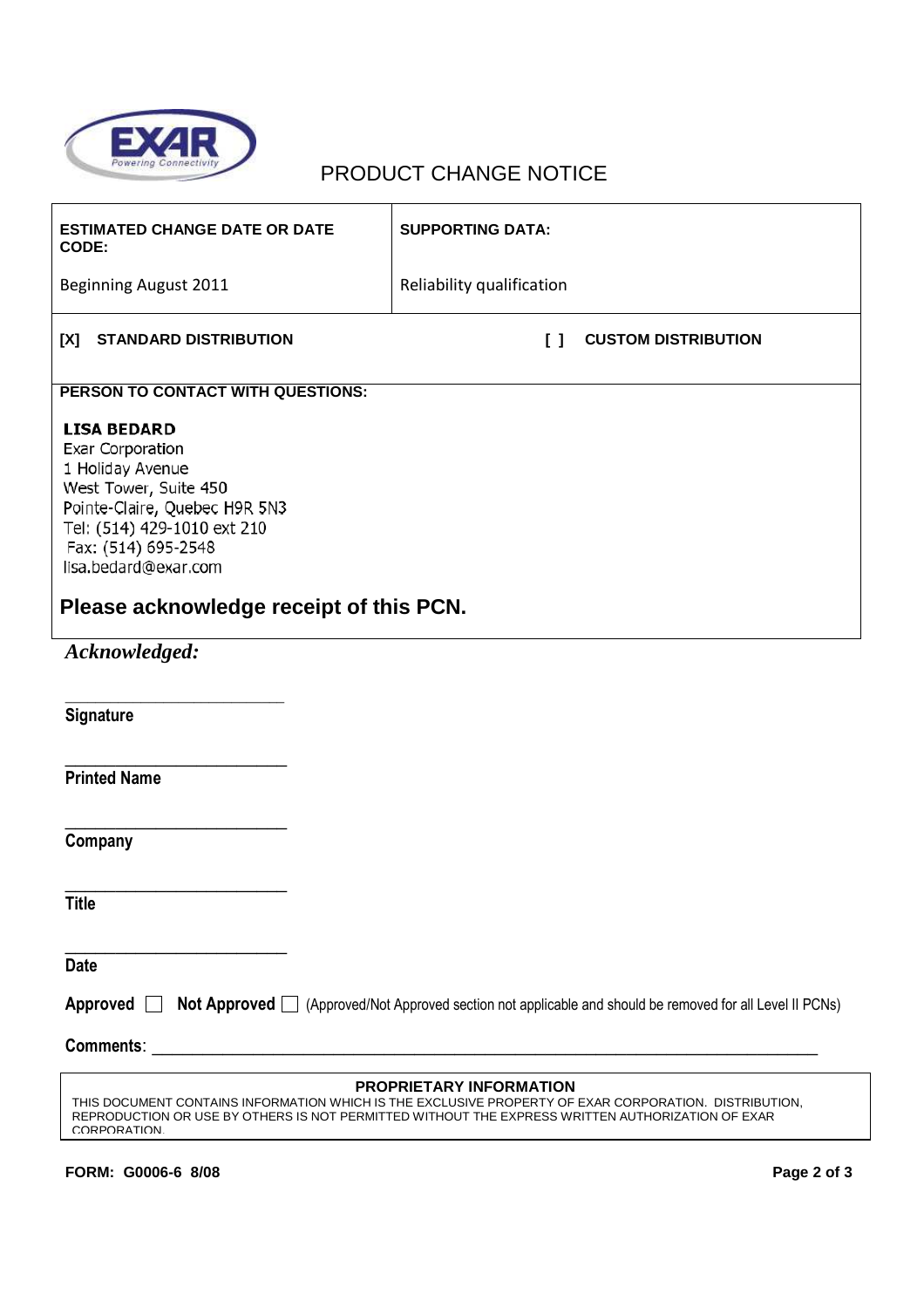# PRODUCT CHANGE NOTICE

| ESTIMATED CHANGE DATE OR DATE CODE: | SUPPORTING DATA: |
|---|---|
| Beginning August 2011 | Reliability qualification |

**[X] STANDARD DISTRIBUTION** **[ ] CUSTOM DISTRIBUTION**

**PERSON TO CONTACT WITH QUESTIONS:**

**LISA BEDARD**
Exar Corporation
1 Holiday Avenue
West Tower, Suite 450
Pointe-Claire, Quebec H9R 5N3
Tel: (514) 429-1010 ext 210
Fax: (514) 695-2548
lisa.bedard@exar.com

## Please acknowledge receipt of this PCN.

***Acknowledged:***

\_\_\_\_\_\_\_\_\_\_\_\_\_\_\_\_\_\_\_\_\_\_\_\_\_\_

**Signature**

\_\_\_\_\_\_\_\_\_\_\_\_\_\_\_\_\_\_\_\_\_\_\_\_\_\_

**Printed Name**

\_\_\_\_\_\_\_\_\_\_\_\_\_\_\_\_\_\_\_\_\_\_\_\_\_\_

**Company**

\_\_\_\_\_\_\_\_\_\_\_\_\_\_\_\_\_\_\_\_\_\_\_\_\_\_

**Title**

\_\_\_\_\_\_\_\_\_\_\_\_\_\_\_\_\_\_\_\_\_\_\_\_\_\_

**Date**

**Approved** ☐ **Not Approved** ☐ (Approved/Not Approved section not applicable and should be removed for all Level II PCNs)

**Comments**: \_\_\_\_\_\_\_\_\_\_\_\_\_\_\_\_\_\_\_\_\_\_\_\_\_\_\_\_\_\_\_\_\_\_\_\_\_\_\_\_\_\_\_\_\_\_\_\_\_\_\_\_\_\_\_\_\_\_\_\_\_\_\_\_\_\_\_\_\_\_\_\_

**PROPRIETARY INFORMATION**

THIS DOCUMENT CONTAINS INFORMATION WHICH IS THE EXCLUSIVE PROPERTY OF EXAR CORPORATION. DISTRIBUTION, REPRODUCTION OR USE BY OTHERS IS NOT PERMITTED WITHOUT THE EXPRESS WRITTEN AUTHORIZATION OF EXAR CORPORATION.

**FORM: G0006-6 8/08**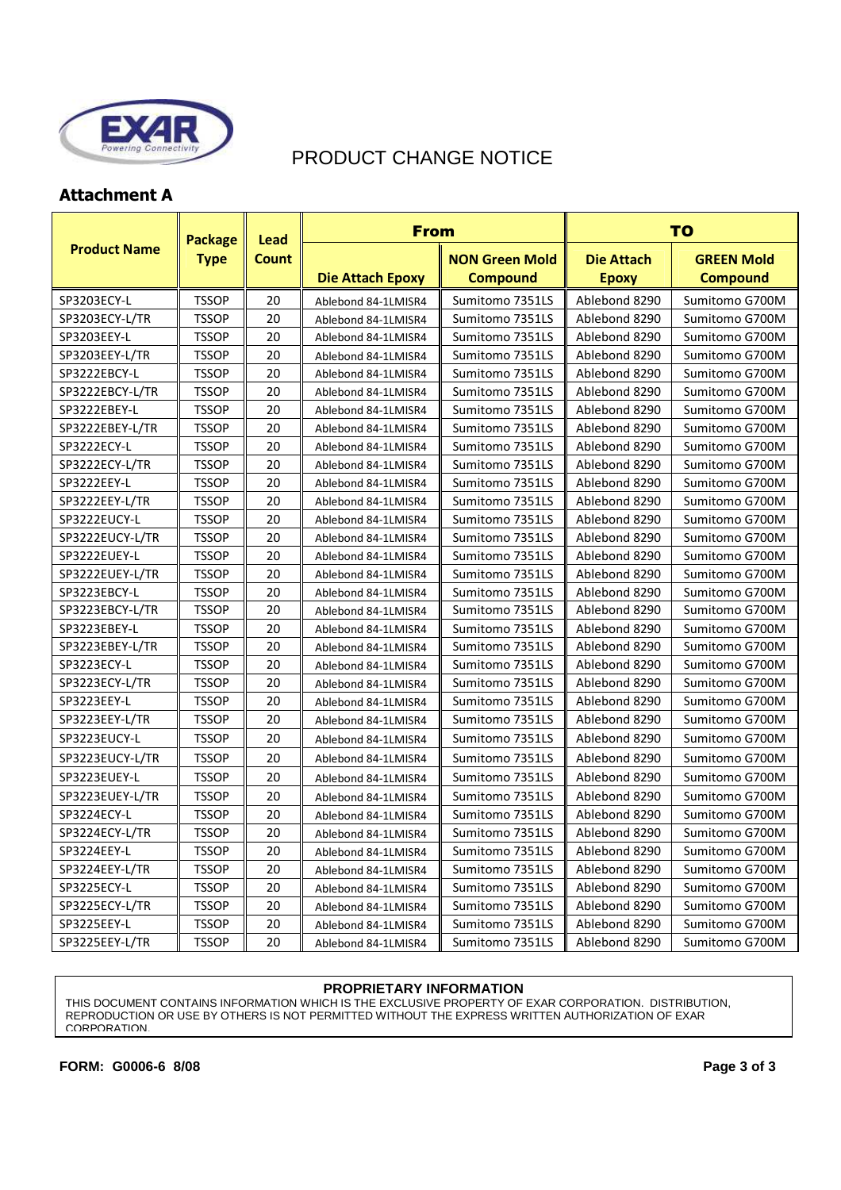# PRODUCT CHANGE NOTICE

## Attachment A

| Product Name | Package Type | Lead Count | From | | TO | |
|---|---|---|---|---|---|---|
| | | | Die Attach Epoxy | NON Green Mold Compound | Die Attach Epoxy | GREEN Mold Compound |
| SP3203ECY-L | TSSOP | 20 | Ablebond 84-1LMISR4 | Sumitomo 7351LS | Ablebond 8290 | Sumitomo G700M |
| SP3203ECY-L/TR | TSSOP | 20 | Ablebond 84-1LMISR4 | Sumitomo 7351LS | Ablebond 8290 | Sumitomo G700M |
| SP3203EEY-L | TSSOP | 20 | Ablebond 84-1LMISR4 | Sumitomo 7351LS | Ablebond 8290 | Sumitomo G700M |
| SP3203EEY-L/TR | TSSOP | 20 | Ablebond 84-1LMISR4 | Sumitomo 7351LS | Ablebond 8290 | Sumitomo G700M |
| SP3222EBCY-L | TSSOP | 20 | Ablebond 84-1LMISR4 | Sumitomo 7351LS | Ablebond 8290 | Sumitomo G700M |
| SP3222EBCY-L/TR | TSSOP | 20 | Ablebond 84-1LMISR4 | Sumitomo 7351LS | Ablebond 8290 | Sumitomo G700M |
| SP3222EBEY-L | TSSOP | 20 | Ablebond 84-1LMISR4 | Sumitomo 7351LS | Ablebond 8290 | Sumitomo G700M |
| SP3222EBEY-L/TR | TSSOP | 20 | Ablebond 84-1LMISR4 | Sumitomo 7351LS | Ablebond 8290 | Sumitomo G700M |
| SP3222ECY-L | TSSOP | 20 | Ablebond 84-1LMISR4 | Sumitomo 7351LS | Ablebond 8290 | Sumitomo G700M |
| SP3222ECY-L/TR | TSSOP | 20 | Ablebond 84-1LMISR4 | Sumitomo 7351LS | Ablebond 8290 | Sumitomo G700M |
| SP3222EEY-L | TSSOP | 20 | Ablebond 84-1LMISR4 | Sumitomo 7351LS | Ablebond 8290 | Sumitomo G700M |
| SP3222EEY-L/TR | TSSOP | 20 | Ablebond 84-1LMISR4 | Sumitomo 7351LS | Ablebond 8290 | Sumitomo G700M |
| SP3222EUCY-L | TSSOP | 20 | Ablebond 84-1LMISR4 | Sumitomo 7351LS | Ablebond 8290 | Sumitomo G700M |
| SP3222EUCY-L/TR | TSSOP | 20 | Ablebond 84-1LMISR4 | Sumitomo 7351LS | Ablebond 8290 | Sumitomo G700M |
| SP3222EUEY-L | TSSOP | 20 | Ablebond 84-1LMISR4 | Sumitomo 7351LS | Ablebond 8290 | Sumitomo G700M |
| SP3222EUEY-L/TR | TSSOP | 20 | Ablebond 84-1LMISR4 | Sumitomo 7351LS | Ablebond 8290 | Sumitomo G700M |
| SP3223EBCY-L | TSSOP | 20 | Ablebond 84-1LMISR4 | Sumitomo 7351LS | Ablebond 8290 | Sumitomo G700M |
| SP3223EBCY-L/TR | TSSOP | 20 | Ablebond 84-1LMISR4 | Sumitomo 7351LS | Ablebond 8290 | Sumitomo G700M |
| SP3223EBEY-L | TSSOP | 20 | Ablebond 84-1LMISR4 | Sumitomo 7351LS | Ablebond 8290 | Sumitomo G700M |
| SP3223EBEY-L/TR | TSSOP | 20 | Ablebond 84-1LMISR4 | Sumitomo 7351LS | Ablebond 8290 | Sumitomo G700M |
| SP3223ECY-L | TSSOP | 20 | Ablebond 84-1LMISR4 | Sumitomo 7351LS | Ablebond 8290 | Sumitomo G700M |
| SP3223ECY-L/TR | TSSOP | 20 | Ablebond 84-1LMISR4 | Sumitomo 7351LS | Ablebond 8290 | Sumitomo G700M |
| SP3223EEY-L | TSSOP | 20 | Ablebond 84-1LMISR4 | Sumitomo 7351LS | Ablebond 8290 | Sumitomo G700M |
| SP3223EEY-L/TR | TSSOP | 20 | Ablebond 84-1LMISR4 | Sumitomo 7351LS | Ablebond 8290 | Sumitomo G700M |
| SP3223EUCY-L | TSSOP | 20 | Ablebond 84-1LMISR4 | Sumitomo 7351LS | Ablebond 8290 | Sumitomo G700M |
| SP3223EUCY-L/TR | TSSOP | 20 | Ablebond 84-1LMISR4 | Sumitomo 7351LS | Ablebond 8290 | Sumitomo G700M |
| SP3223EUEY-L | TSSOP | 20 | Ablebond 84-1LMISR4 | Sumitomo 7351LS | Ablebond 8290 | Sumitomo G700M |
| SP3223EUEY-L/TR | TSSOP | 20 | Ablebond 84-1LMISR4 | Sumitomo 7351LS | Ablebond 8290 | Sumitomo G700M |
| SP3224ECY-L | TSSOP | 20 | Ablebond 84-1LMISR4 | Sumitomo 7351LS | Ablebond 8290 | Sumitomo G700M |
| SP3224ECY-L/TR | TSSOP | 20 | Ablebond 84-1LMISR4 | Sumitomo 7351LS | Ablebond 8290 | Sumitomo G700M |
| SP3224EEY-L | TSSOP | 20 | Ablebond 84-1LMISR4 | Sumitomo 7351LS | Ablebond 8290 | Sumitomo G700M |
| SP3224EEY-L/TR | TSSOP | 20 | Ablebond 84-1LMISR4 | Sumitomo 7351LS | Ablebond 8290 | Sumitomo G700M |
| SP3225ECY-L | TSSOP | 20 | Ablebond 84-1LMISR4 | Sumitomo 7351LS | Ablebond 8290 | Sumitomo G700M |
| SP3225ECY-L/TR | TSSOP | 20 | Ablebond 84-1LMISR4 | Sumitomo 7351LS | Ablebond 8290 | Sumitomo G700M |
| SP3225EEY-L | TSSOP | 20 | Ablebond 84-1LMISR4 | Sumitomo 7351LS | Ablebond 8290 | Sumitomo G700M |
| SP3225EEY-L/TR | TSSOP | 20 | Ablebond 84-1LMISR4 | Sumitomo 7351LS | Ablebond 8290 | Sumitomo G700M |

**PROPRIETARY INFORMATION**

THIS DOCUMENT CONTAINS INFORMATION WHICH IS THE EXCLUSIVE PROPERTY OF EXAR CORPORATION. DISTRIBUTION, REPRODUCTION OR USE BY OTHERS IS NOT PERMITTED WITHOUT THE EXPRESS WRITTEN AUTHORIZATION OF EXAR CORPORATION.

**FORM: G0006-6 8/08**